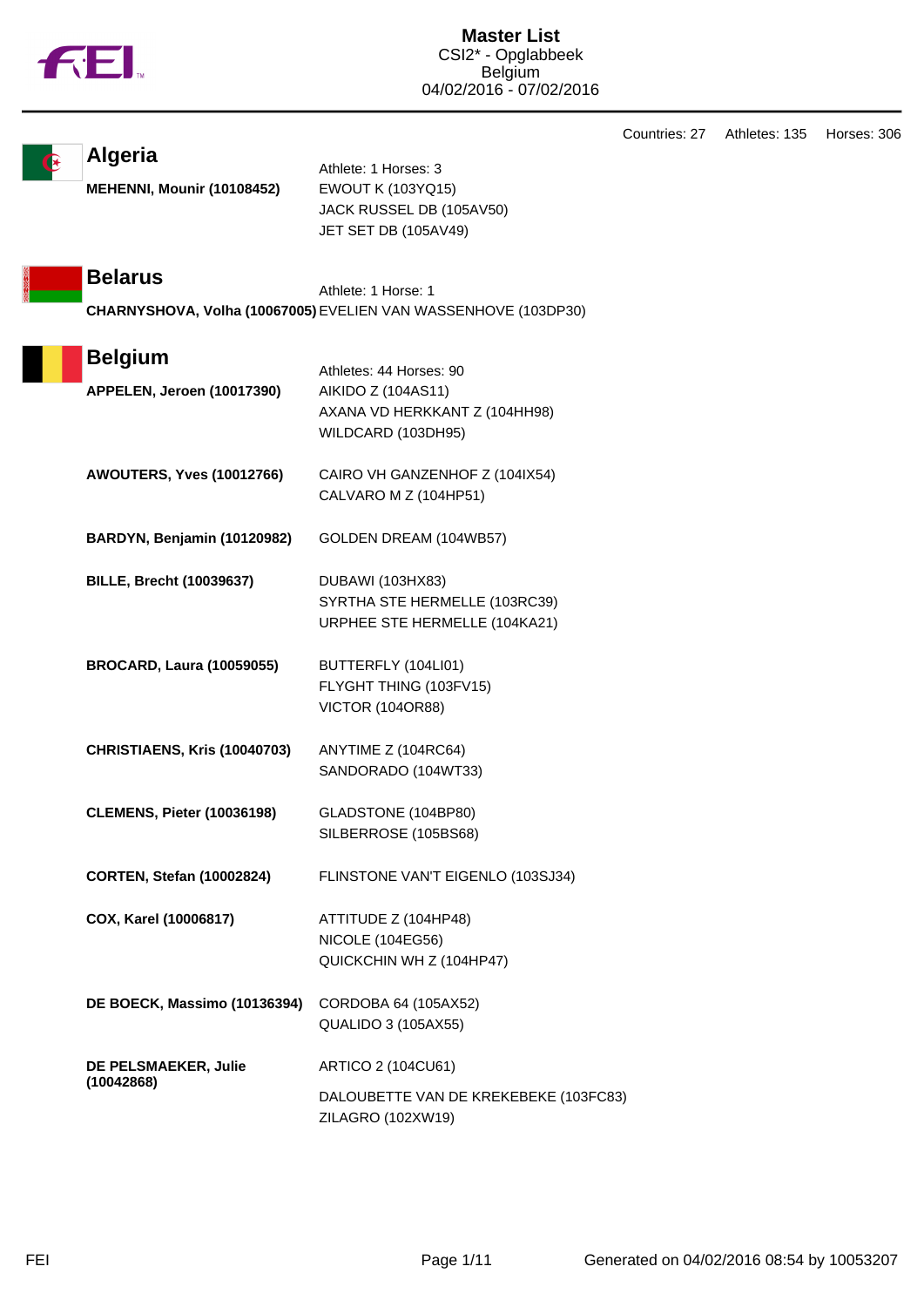# Master List

CSI2* - Opglabbeek
Belgium
04/02/2016 - 07/02/2016

Countries: 27 Athletes: 135 Horses: 306

## Algeria

Athlete: 1 Horses: 3

| | |
|---|---|
| **MEHENNI, Mounir (10108452)** | EWOUT K (103YQ15)<br>JACK RUSSEL DB (105AV50)<br>JET SET DB (105AV49) |

## Belarus

Athlete: 1 Horse: 1

| | |
|---|---|
| **CHARNYSHOVA, Volha (10067005)** | EVELIEN VAN WASSENHOVE (103DP30) |

## Belgium

Athletes: 44 Horses: 90

| | |
|---|---|
| **APPELEN, Jeroen (10017390)** | AIKIDO Z (104AS11)<br>AXANA VD HERKKANT Z (104HH98)<br>WILDCARD (103DH95) |
| **AWOUTERS, Yves (10012766)** | CAIRO VH GANZENHOF Z (104IX54)<br>CALVARO M Z (104HP51) |
| **BARDYN, Benjamin (10120982)** | GOLDEN DREAM (104WB57) |
| **BILLE, Brecht (10039637)** | DUBAWI (103HX83)<br>SYRTHA STE HERMELLE (103RC39)<br>URPHEE STE HERMELLE (104KA21) |
| **BROCARD, Laura (10059055)** | BUTTERFLY (104LI01)<br>FLYGHT THING (103FV15)<br>VICTOR (104OR88) |
| **CHRISTIAENS, Kris (10040703)** | ANYTIME Z (104RC64)<br>SANDORADO (104WT33) |
| **CLEMENS, Pieter (10036198)** | GLADSTONE (104BP80)<br>SILBERROSE (105BS68) |
| **CORTEN, Stefan (10002824)** | FLINSTONE VAN'T EIGENLO (103SJ34) |
| **COX, Karel (10006817)** | ATTITUDE Z (104HP48)<br>NICOLE (104EG56)<br>QUICKCHIN WH Z (104HP47) |
| **DE BOECK, Massimo (10136394)** | CORDOBA 64 (105AX52)<br>QUALIDO 3 (105AX55) |
| **DE PELSMAEKER, Julie (10042868)** | ARTICO 2 (104CU61)<br>DALOUBETTE VAN DE KREKEBEKE (103FC83)<br>ZILAGRO (102XW19) |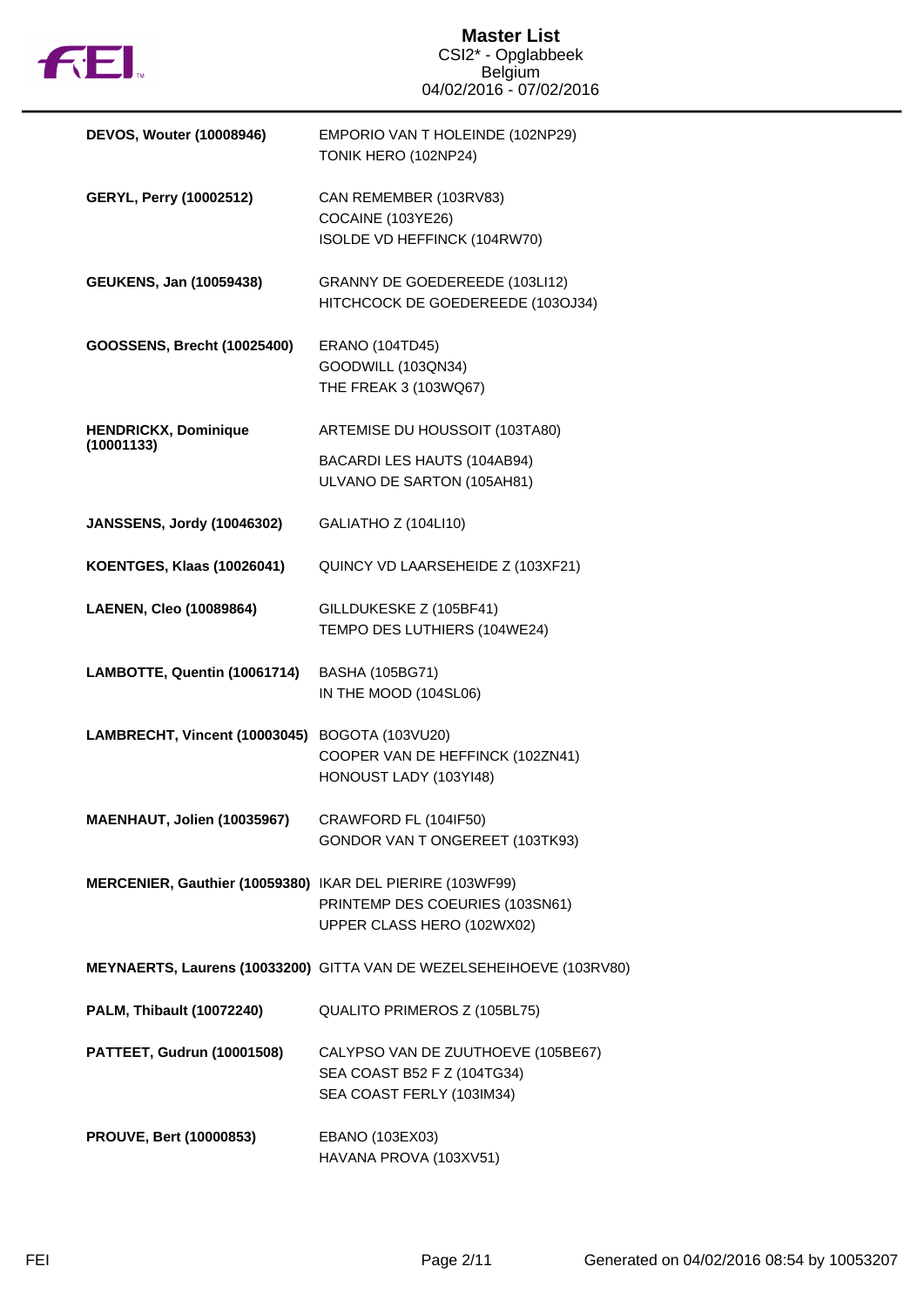| Rider | Horses |
| --- | --- |
| **DEVOS, Wouter (10008946)** | EMPORIO VAN T HOLEINDE (102NP29)<br>TONIK HERO (102NP24) |
| **GERYL, Perry (10002512)** | CAN REMEMBER (103RV83)<br>COCAINE (103YE26)<br>ISOLDE VD HEFFINCK (104RW70) |
| **GEUKENS, Jan (10059438)** | GRANNY DE GOEDEREEDE (103LI12)<br>HITCHCOCK DE GOEDEREEDE (103OJ34) |
| **GOOSSENS, Brecht (10025400)** | ERANO (104TD45)<br>GOODWILL (103QN34)<br>THE FREAK 3 (103WQ67) |
| **HENDRICKX, Dominique (10001133)** | ARTEMISE DU HOUSSOIT (103TA80)<br>BACARDI LES HAUTS (104AB94)<br>ULVANO DE SARTON (105AH81) |
| **JANSSENS, Jordy (10046302)** | GALIATHO Z (104LI10) |
| **KOENTGES, Klaas (10026041)** | QUINCY VD LAARSEHEIDE Z (103XF21) |
| **LAENEN, Cleo (10089864)** | GILLDUKESKE Z (105BF41)<br>TEMPO DES LUTHIERS (104WE24) |
| **LAMBOTTE, Quentin (10061714)** | BASHA (105BG71)<br>IN THE MOOD (104SL06) |
| **LAMBRECHT, Vincent (10003045)** | BOGOTA (103VU20)<br>COOPER VAN DE HEFFINCK (102ZN41)<br>HONOUST LADY (103YI48) |
| **MAENHAUT, Jolien (10035967)** | CRAWFORD FL (104IF50)<br>GONDOR VAN T ONGEREET (103TK93) |
| **MERCENIER, Gauthier (10059380)** | IKAR DEL PIERIRE (103WF99)<br>PRINTEMP DES COEURIES (103SN61)<br>UPPER CLASS HERO (102WX02) |
| **MEYNAERTS, Laurens (10033200)** | GITTA VAN DE WEZELSEHEIHOEVE (103RV80) |
| **PALM, Thibault (10072240)** | QUALITO PRIMEROS Z (105BL75) |
| **PATTEET, Gudrun (10001508)** | CALYPSO VAN DE ZUUTHOEVE (105BE67)<br>SEA COAST B52 F Z (104TG34)<br>SEA COAST FERLY (103IM34) |
| **PROUVE, Bert (10000853)** | EBANO (103EX03)<br>HAVANA PROVA (103XV51) |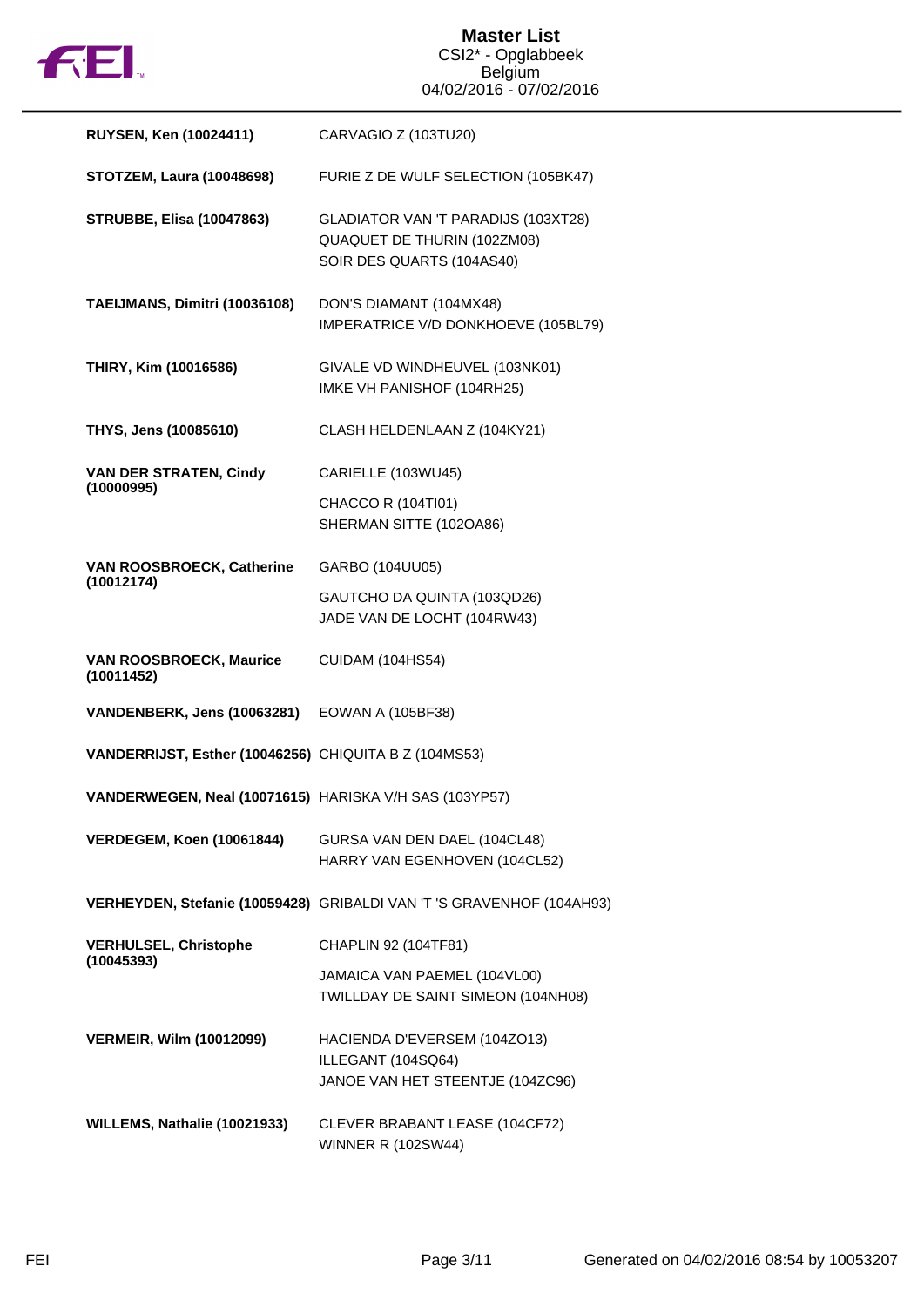# Master List

CSI2* - Opglabbeek
Belgium
04/02/2016 - 07/02/2016

| | |
|---|---|
| **RUYSEN, Ken (10024411)** | CARVAGIO Z (103TU20) |
| **STOTZEM, Laura (10048698)** | FURIE Z DE WULF SELECTION (105BK47) |
| **STRUBBE, Elisa (10047863)** | GLADIATOR VAN 'T PARADIJS (103XT28)<br>QUAQUET DE THURIN (102ZM08)<br>SOIR DES QUARTS (104AS40) |
| **TAEIJMANS, Dimitri (10036108)** | DON'S DIAMANT (104MX48)<br>IMPERATRICE V/D DONKHOEVE (105BL79) |
| **THIRY, Kim (10016586)** | GIVALE VD WINDHEUVEL (103NK01)<br>IMKE VH PANISHOF (104RH25) |
| **THYS, Jens (10085610)** | CLASH HELDENLAAN Z (104KY21) |
| **VAN DER STRATEN, Cindy (10000995)** | CARIELLE (103WU45)<br>CHACCO R (104TI01)<br>SHERMAN SITTE (102OA86) |
| **VAN ROOSBROECK, Catherine (10012174)** | GARBO (104UU05)<br>GAUTCHO DA QUINTA (103QD26)<br>JADE VAN DE LOCHT (104RW43) |
| **VAN ROOSBROECK, Maurice (10011452)** | CUIDAM (104HS54) |
| **VANDENBERK, Jens (10063281)** | EOWAN A (105BF38) |
| **VANDERRIJST, Esther (10046256)** | CHIQUITA B Z (104MS53) |
| **VANDERWEGEN, Neal (10071615)** | HARISKA V/H SAS (103YP57) |
| **VERDEGEM, Koen (10061844)** | GURSA VAN DEN DAEL (104CL48)<br>HARRY VAN EGENHOVEN (104CL52) |
| **VERHEYDEN, Stefanie (10059428)** | GRIBALDI VAN 'T 'S GRAVENHOF (104AH93) |
| **VERHULSEL, Christophe (10045393)** | CHAPLIN 92 (104TF81)<br>JAMAICA VAN PAEMEL (104VL00)<br>TWILLDAY DE SAINT SIMEON (104NH08) |
| **VERMEIR, Wilm (10012099)** | HACIENDA D'EVERSEM (104ZO13)<br>ILLEGANT (104SQ64)<br>JANOE VAN HET STEENTJE (104ZC96) |
| **WILLEMS, Nathalie (10021933)** | CLEVER BRABANT LEASE (104CF72)<br>WINNER R (102SW44) |

FEI

Generated on 04/02/2016 08:54 by 10053207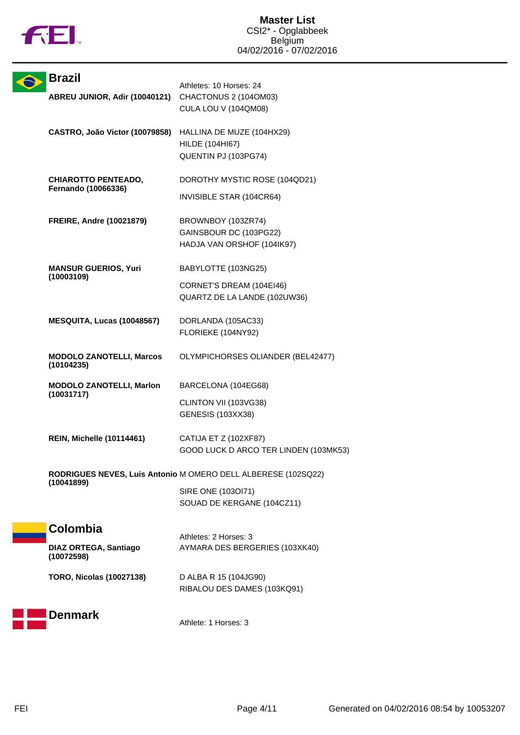# Master List

CSI2* - Opglabbeek
Belgium
04/02/2016 - 07/02/2016

## Brazil

Athletes: 10 Horses: 24

| | |
|---|---|
| **ABREU JUNIOR, Adir (10040121)** | CHACTONUS 2 (104OM03)<br>CULA LOU V (104QM08) |
| **CASTRO, João Victor (10079858)** | HALLINA DE MUZE (104HX29)<br>HILDE (104HI67)<br>QUENTIN PJ (103PG74) |
| **CHIAROTTO PENTEADO, Fernando (10066336)** | DOROTHY MYSTIC ROSE (104QD21)<br>INVISIBLE STAR (104CR64) |
| **FREIRE, Andre (10021879)** | BROWNBOY (103ZR74)<br>GAINSBOUR DC (103PG22)<br>HADJA VAN ORSHOF (104IK97) |
| **MANSUR GUERIOS, Yuri (10003109)** | BABYLOTTE (103NG25)<br>CORNET'S DREAM (104EI46)<br>QUARTZ DE LA LANDE (102UW36) |
| **MESQUITA, Lucas (10048567)** | DORLANDA (105AC33)<br>FLORIEKE (104NY92) |
| **MODOLO ZANOTELLI, Marcos (10104235)** | OLYMPICHORSES OLIANDER (BEL42477) |
| **MODOLO ZANOTELLI, Marlon (10031717)** | BARCELONA (104EG68)<br>CLINTON VII (103VG38)<br>GENESIS (103XX38) |
| **REIN, Michelle (10114461)** | CATIJA ET Z (102XF87)<br>GOOD LUCK D ARCO TER LINDEN (103MK53) |
| **RODRIGUES NEVES, Luis Antonio (10041899)** | M OMERO DELL ALBERESE (102SQ22)<br>SIRE ONE (103OI71)<br>SOUAD DE KERGANE (104CZ11) |

## Colombia

Athletes: 2 Horses: 3

| | |
|---|---|
| **DIAZ ORTEGA, Santiago (10072598)** | AYMARA DES BERGERIES (103XK40) |
| **TORO, Nicolas (10027138)** | D ALBA R 15 (104JG90)<br>RIBALOU DES DAMES (103KQ91) |

## Denmark

Athlete: 1 Horses: 3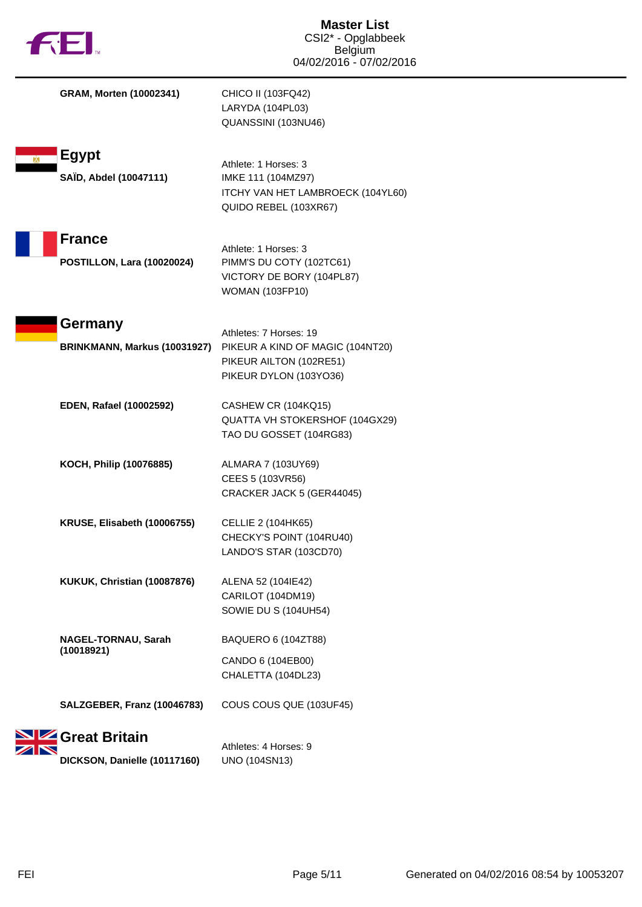| | |
|---|---|
| **GRAM, Morten (10002341)** | CHICO II (103FQ42)<br>LARYDA (104PL03)<br>QUANSSINI (103NU46) |

## Egypt

Athlete: 1 Horses: 3

| | |
|---|---|
| **SAÏD, Abdel (10047111)** | IMKE 111 (104MZ97)<br>ITCHY VAN HET LAMBROECK (104YL60)<br>QUIDO REBEL (103XR67) |

## France

Athlete: 1 Horses: 3

| | |
|---|---|
| **POSTILLON, Lara (10020024)** | PIMM'S DU COTY (102TC61)<br>VICTORY DE BORY (104PL87)<br>WOMAN (103FP10) |

## Germany

Athletes: 7 Horses: 19

| | |
|---|---|
| **BRINKMANN, Markus (10031927)** | PIKEUR A KIND OF MAGIC (104NT20)<br>PIKEUR AILTON (102RE51)<br>PIKEUR DYLON (103YO36) |
| **EDEN, Rafael (10002592)** | CASHEW CR (104KQ15)<br>QUATTA VH STOKERSHOF (104GX29)<br>TAO DU GOSSET (104RG83) |
| **KOCH, Philip (10076885)** | ALMARA 7 (103UY69)<br>CEES 5 (103VR56)<br>CRACKER JACK 5 (GER44045) |
| **KRUSE, Elisabeth (10006755)** | CELLIE 2 (104HK65)<br>CHECKY'S POINT (104RU40)<br>LANDO'S STAR (103CD70) |
| **KUKUK, Christian (10087876)** | ALENA 52 (104IE42)<br>CARILOT (104DM19)<br>SOWIE DU S (104UH54) |
| **NAGEL-TORNAU, Sarah (10018921)** | BAQUERO 6 (104ZT88)<br>CANDO 6 (104EB00)<br>CHALETTA (104DL23) |
| **SALZGEBER, Franz (10046783)** | COUS COUS QUE (103UF45) |

## Great Britain

Athletes: 4 Horses: 9

| | |
|---|---|
| **DICKSON, Danielle (10117160)** | UNO (104SN13) |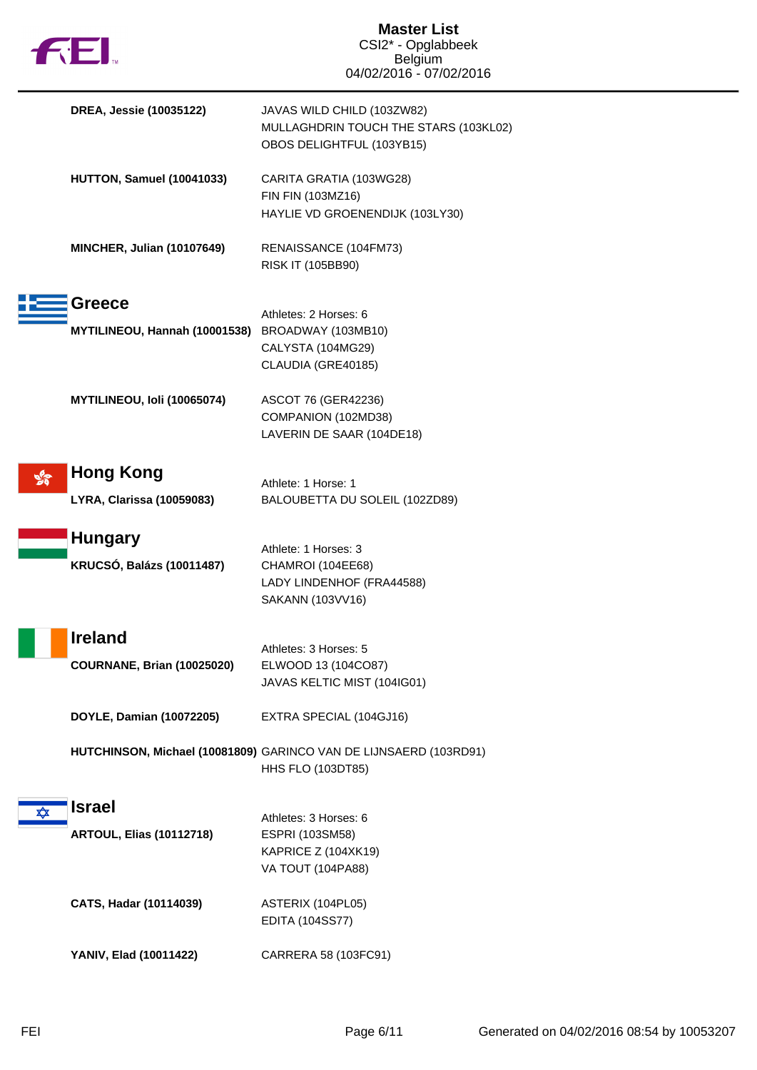**DREA, Jessie (10035122)**
JAVAS WILD CHILD (103ZW82)
MULLAGHDRIN TOUCH THE STARS (103KL02)
OBOS DELIGHTFUL (103YB15)

**HUTTON, Samuel (10041033)**
CARITA GRATIA (103WG28)
FIN FIN (103MZ16)
HAYLIE VD GROENENDIJK (103LY30)

**MINCHER, Julian (10107649)**
RENAISSANCE (104FM73)
RISK IT (105BB90)

## Greece

Athletes: 2 Horses: 6

**MYTILINEOU, Hannah (10001538)**
BROADWAY (103MB10)
CALYSTA (104MG29)
CLAUDIA (GRE40185)

**MYTILINEOU, Ioli (10065074)**
ASCOT 76 (GER42236)
COMPANION (102MD38)
LAVERIN DE SAAR (104DE18)

## Hong Kong

Athlete: 1 Horse: 1

**LYRA, Clarissa (10059083)**
BALOUBETTA DU SOLEIL (102ZD89)

## Hungary

Athlete: 1 Horses: 3

**KRUCSÓ, Balázs (10011487)**
CHAMROI (104EE68)
LADY LINDENHOF (FRA44588)
SAKANN (103VV16)

## Ireland

Athletes: 3 Horses: 5

**COURNANE, Brian (10025020)**
ELWOOD 13 (104CO87)
JAVAS KELTIC MIST (104IG01)

**DOYLE, Damian (10072205)**
EXTRA SPECIAL (104GJ16)

**HUTCHINSON, Michael (10081809)**
GARINCO VAN DE LIJNSAERD (103RD91)
HHS FLO (103DT85)

## Israel

Athletes: 3 Horses: 6

**ARTOUL, Elias (10112718)**
ESPRI (103SM58)
KAPRICE Z (104XK19)
VA TOUT (104PA88)

**CATS, Hadar (10114039)**
ASTERIX (104PL05)
EDITA (104SS77)

**YANIV, Elad (10011422)**
CARRERA 58 (103FC91)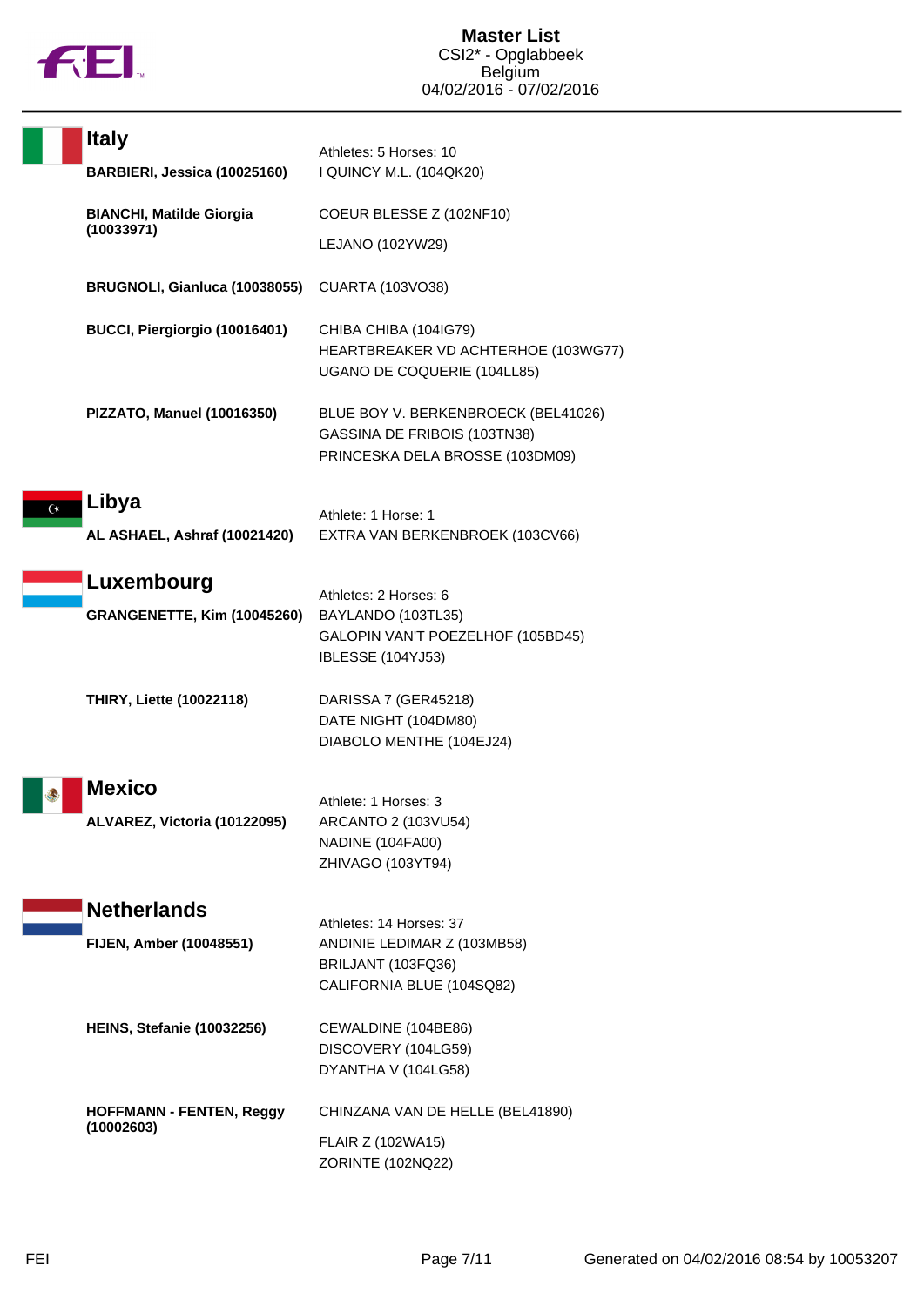# Master List
CSI2* - Opglabbeek
Belgium
04/02/2016 - 07/02/2016

## Italy

Athletes: 5 Horses: 10

| | |
|---|---|
| **BARBIERI, Jessica (10025160)** | I QUINCY M.L. (104QK20) |
| **BIANCHI, Matilde Giorgia (10033971)** | COEUR BLESSE Z (102NF10) |
| | LEJANO (102YW29) |
| **BRUGNOLI, Gianluca (10038055)** | CUARTA (103VO38) |
| **BUCCI, Piergiorgio (10016401)** | CHIBA CHIBA (104IG79) |
| | HEARTBREAKER VD ACHTERHOE (103WG77) |
| | UGANO DE COQUERIE (104LL85) |
| **PIZZATO, Manuel (10016350)** | BLUE BOY V. BERKENBROECK (BEL41026) |
| | GASSINA DE FRIBOIS (103TN38) |
| | PRINCESKA DELA BROSSE (103DM09) |

## Libya

Athlete: 1 Horse: 1

| | |
|---|---|
| **AL ASHAEL, Ashraf (10021420)** | EXTRA VAN BERKENBROEK (103CV66) |

## Luxembourg

Athletes: 2 Horses: 6

| | |
|---|---|
| **GRANGENETTE, Kim (10045260)** | BAYLANDO (103TL35) |
| | GALOPIN VAN'T POEZELHOF (105BD45) |
| | IBLESSE (104YJ53) |
| **THIRY, Liette (10022118)** | DARISSA 7 (GER45218) |
| | DATE NIGHT (104DM80) |
| | DIABOLO MENTHE (104EJ24) |

## Mexico

Athlete: 1 Horses: 3

| | |
|---|---|
| **ALVAREZ, Victoria (10122095)** | ARCANTO 2 (103VU54) |
| | NADINE (104FA00) |
| | ZHIVAGO (103YT94) |

## Netherlands

Athletes: 14 Horses: 37

| | |
|---|---|
| **FIJEN, Amber (10048551)** | ANDINIE LEDIMAR Z (103MB58) |
| | BRILJANT (103FQ36) |
| | CALIFORNIA BLUE (104SQ82) |
| **HEINS, Stefanie (10032256)** | CEWALDINE (104BE86) |
| | DISCOVERY (104LG59) |
| | DYANTHA V (104LG58) |
| **HOFFMANN - FENTEN, Reggy (10002603)** | CHINZANA VAN DE HELLE (BEL41890) |
| | FLAIR Z (102WA15) |
| | ZORINTE (102NQ22) |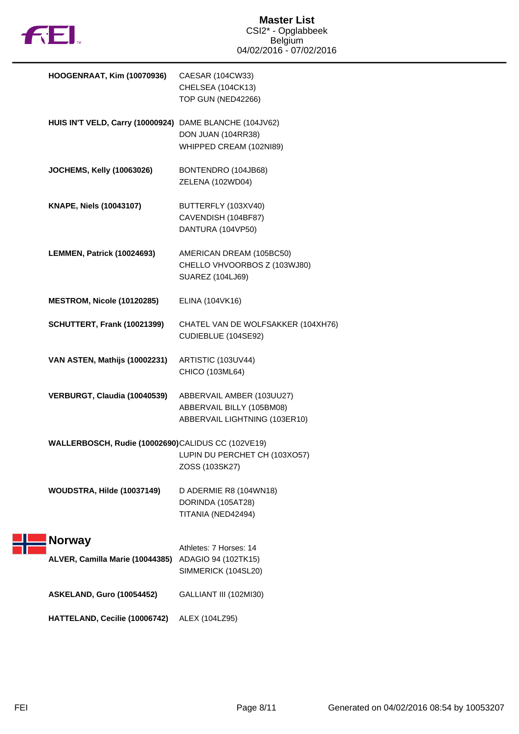| | |
|---|---|
| **HOOGENRAAT, Kim (10070936)** | CAESAR (104CW33)<br>CHELSEA (104CK13)<br>TOP GUN (NED42266) |
| **HUIS IN'T VELD, Carry (10000924)** | DAME BLANCHE (104JV62)<br>DON JUAN (104RR38)<br>WHIPPED CREAM (102NI89) |
| **JOCHEMS, Kelly (10063026)** | BONTENDRO (104JB68)<br>ZELENA (102WD04) |
| **KNAPE, Niels (10043107)** | BUTTERFLY (103XV40)<br>CAVENDISH (104BF87)<br>DANTURA (104VP50) |
| **LEMMEN, Patrick (10024693)** | AMERICAN DREAM (105BC50)<br>CHELLO VHVOORBOS Z (103WJ80)<br>SUAREZ (104LJ69) |
| **MESTROM, Nicole (10120285)** | ELINA (104VK16) |
| **SCHUTTERT, Frank (10021399)** | CHATEL VAN DE WOLFSAKKER (104XH76)<br>CUDIEBLUE (104SE92) |
| **VAN ASTEN, Mathijs (10002231)** | ARTISTIC (103UV44)<br>CHICO (103ML64) |
| **VERBURGT, Claudia (10040539)** | ABBERVAIL AMBER (103UU27)<br>ABBERVAIL BILLY (105BM08)<br>ABBERVAIL LIGHTNING (103ER10) |
| **WALLERBOSCH, Rudie (10002690)** | CALIDUS CC (102VE19)<br>LUPIN DU PERCHET CH (103XO57)<br>ZOSS (103SK27) |
| **WOUDSTRA, Hilde (10037149)** | D ADERMIE R8 (104WN18)<br>DORINDA (105AT28)<br>TITANIA (NED42494) |

## Norway

Athletes: 7 Horses: 14

| | |
|---|---|
| **ALVER, Camilla Marie (10044385)** | ADAGIO 94 (102TK15)<br>SIMMERICK (104SL20) |
| **ASKELAND, Guro (10054452)** | GALLIANT III (102MI30) |
| **HATTELAND, Cecilie (10006742)** | ALEX (104LZ95) |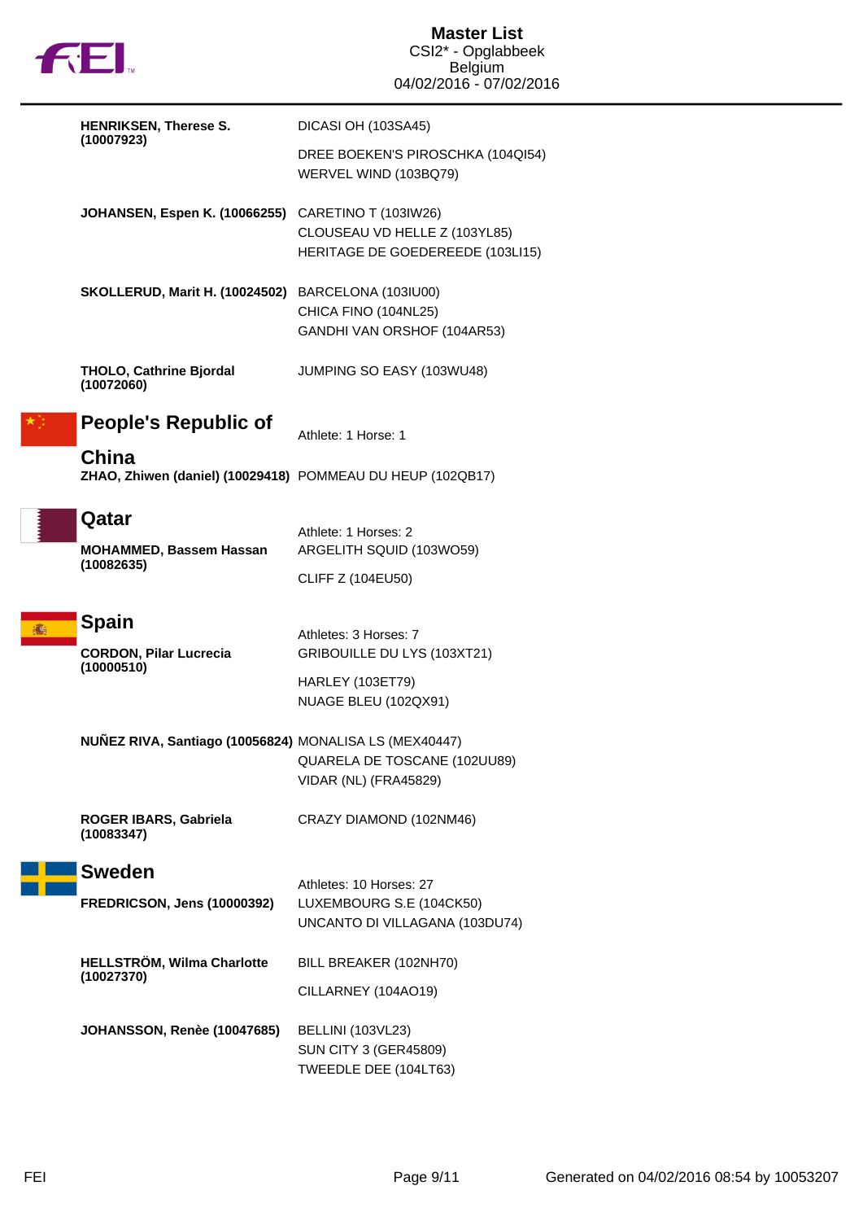**HENRIKSEN, Therese S. (10007923)**
DICASI OH (103SA45)
DREE BOEKEN'S PIROSCHKA (104QI54)
WERVEL WIND (103BQ79)

**JOHANSEN, Espen K. (10066255)**
CARETINO T (103IW26)
CLOUSEAU VD HELLE Z (103YL85)
HERITAGE DE GOEDEREEDE (103LI15)

**SKOLLERUD, Marit H. (10024502)**
BARCELONA (103IU00)
CHICA FINO (104NL25)
GANDHI VAN ORSHOF (104AR53)

**THOLO, Cathrine Bjordal (10072060)**
JUMPING SO EASY (103WU48)

## People's Republic of China

Athlete: 1 Horse: 1

**ZHAO, Zhiwen (daniel) (10029418)**
POMMEAU DU HEUP (102QB17)

## Qatar

Athlete: 1 Horses: 2

**MOHAMMED, Bassem Hassan (10082635)**
ARGELITH SQUID (103WO59)
CLIFF Z (104EU50)

## Spain

Athletes: 3 Horses: 7

**CORDON, Pilar Lucrecia (10000510)**
GRIBOUILLE DU LYS (103XT21)
HARLEY (103ET79)
NUAGE BLEU (102QX91)

**NUÑEZ RIVA, Santiago (10056824)**
MONALISA LS (MEX40447)
QUARELA DE TOSCANE (102UU89)
VIDAR (NL) (FRA45829)

**ROGER IBARS, Gabriela (10083347)**
CRAZY DIAMOND (102NM46)

## Sweden

Athletes: 10 Horses: 27

**FREDRICSON, Jens (10000392)**
LUXEMBOURG S.E (104CK50)
UNCANTO DI VILLAGANA (103DU74)

**HELLSTRÖM, Wilma Charlotte (10027370)**
BILL BREAKER (102NH70)
CILLARNEY (104AO19)

**JOHANSSON, Renèe (10047685)**
BELLINI (103VL23)
SUN CITY 3 (GER45809)
TWEEDLE DEE (104LT63)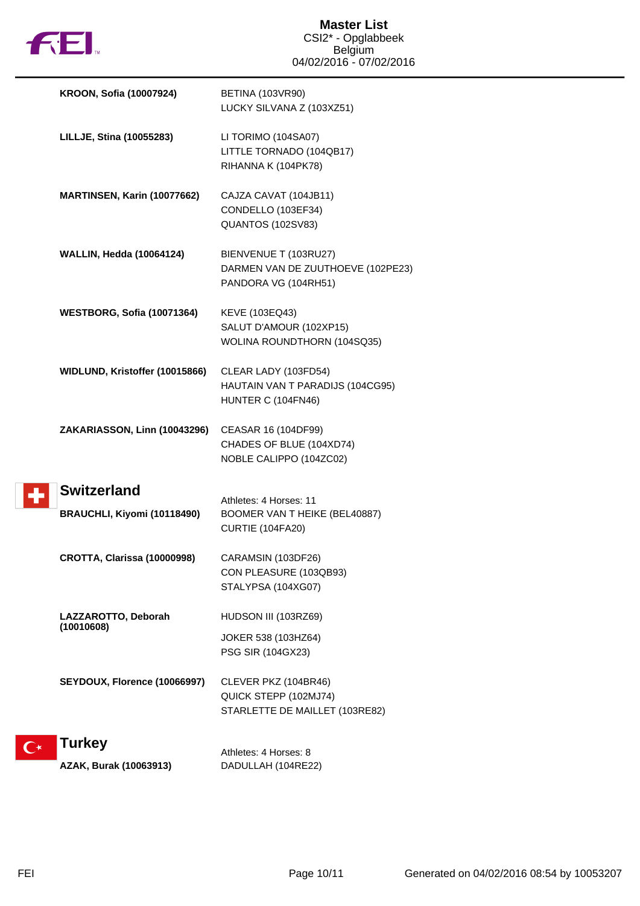| | |
|---|---|
| **KROON, Sofia (10007924)** | BETINA (103VR90)<br>LUCKY SILVANA Z (103XZ51) |
| **LILLJE, Stina (10055283)** | LI TORIMO (104SA07)<br>LITTLE TORNADO (104QB17)<br>RIHANNA K (104PK78) |
| **MARTINSEN, Karin (10077662)** | CAJZA CAVAT (104JB11)<br>CONDELLO (103EF34)<br>QUANTOS (102SV83) |
| **WALLIN, Hedda (10064124)** | BIENVENUE T (103RU27)<br>DARMEN VAN DE ZUUTHOEVE (102PE23)<br>PANDORA VG (104RH51) |
| **WESTBORG, Sofia (10071364)** | KEVE (103EQ43)<br>SALUT D'AMOUR (102XP15)<br>WOLINA ROUNDTHORN (104SQ35) |
| **WIDLUND, Kristoffer (10015866)** | CLEAR LADY (103FD54)<br>HAUTAIN VAN T PARADIJS (104CG95)<br>HUNTER C (104FN46) |
| **ZAKARIASSON, Linn (10043296)** | CEASAR 16 (104DF99)<br>CHADES OF BLUE (104XD74)<br>NOBLE CALIPPO (104ZC02) |

## Switzerland

Athletes: 4 Horses: 11

| | |
|---|---|
| **BRAUCHLI, Kiyomi (10118490)** | BOOMER VAN T HEIKE (BEL40887)<br>CURTIE (104FA20) |
| **CROTTA, Clarissa (10000998)** | CARAMSIN (103DF26)<br>CON PLEASURE (103QB93)<br>STALYPSA (104XG07) |
| **LAZZAROTTO, Deborah (10010608)** | HUDSON III (103RZ69)<br>JOKER 538 (103HZ64)<br>PSG SIR (104GX23) |
| **SEYDOUX, Florence (10066997)** | CLEVER PKZ (104BR46)<br>QUICK STEPP (102MJ74)<br>STARLETTE DE MAILLET (103RE82) |

## Turkey

Athletes: 4 Horses: 8

| | |
|---|---|
| **AZAK, Burak (10063913)** | DADULLAH (104RE22) |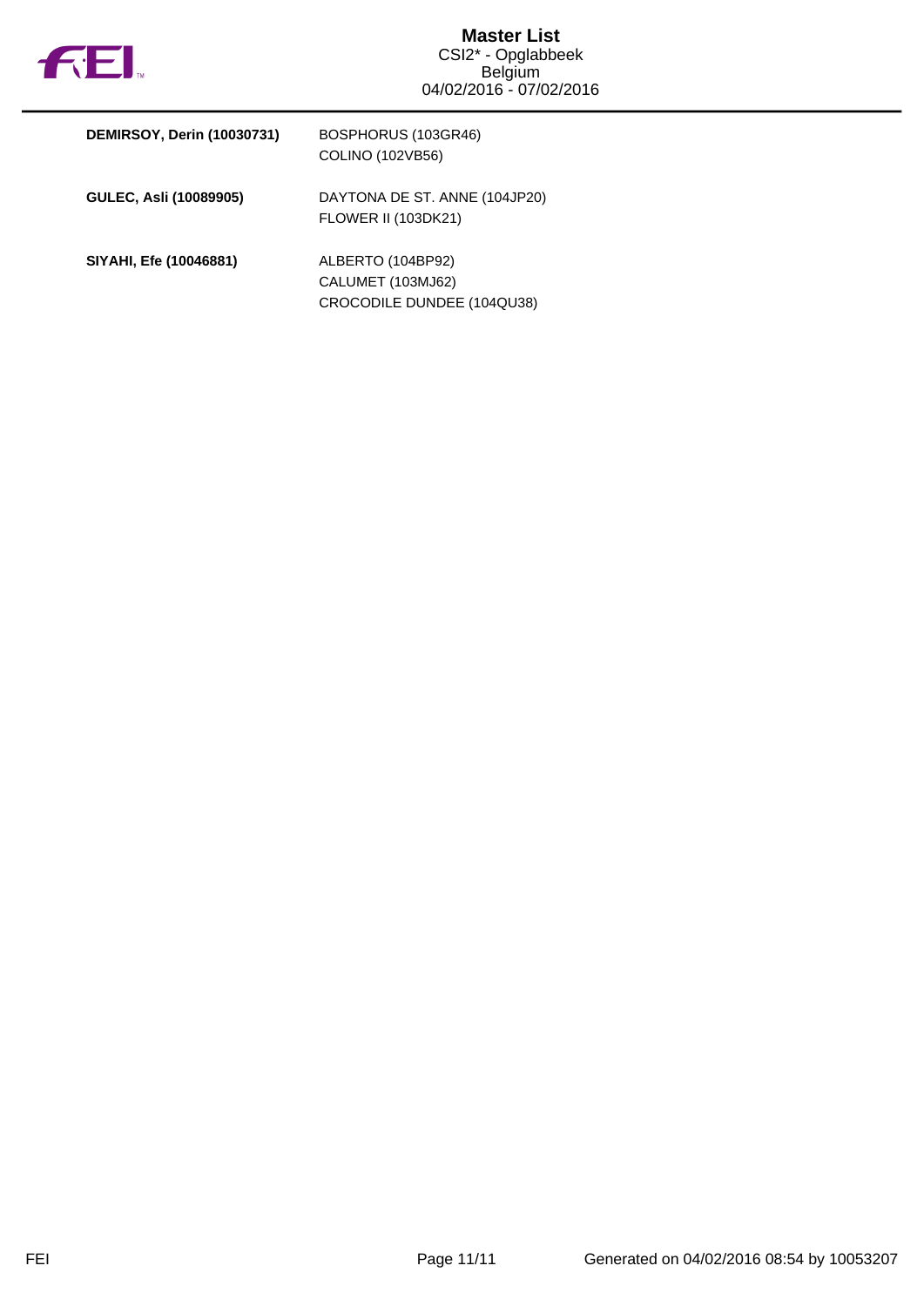| | |
|---|---|
| **DEMIRSOY, Derin (10030731)** | BOSPHORUS (103GR46)<br>COLINO (102VB56) |
| **GULEC, Asli (10089905)** | DAYTONA DE ST. ANNE (104JP20)<br>FLOWER II (103DK21) |
| **SIYAHI, Efe (10046881)** | ALBERTO (104BP92)<br>CALUMET (103MJ62)<br>CROCODILE DUNDEE (104QU38) |